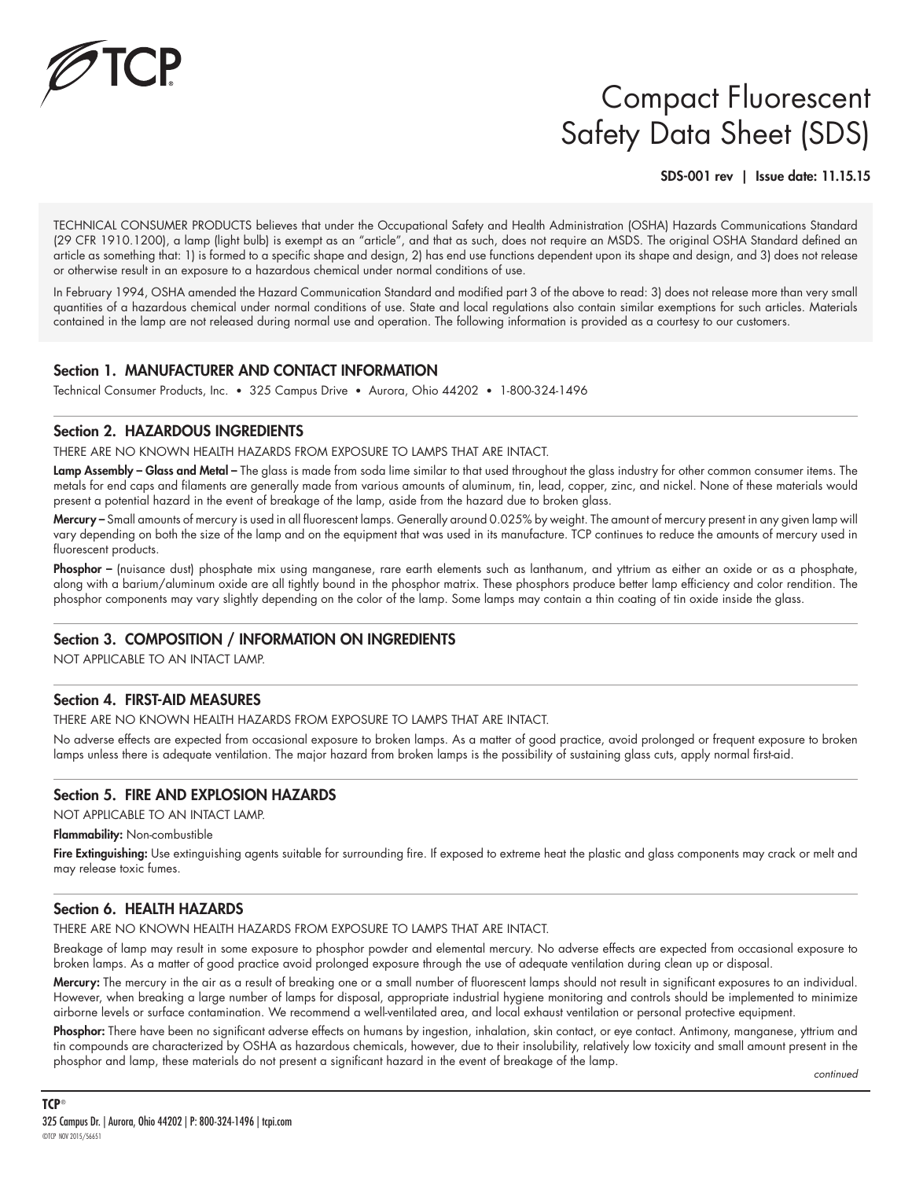# Compact Fluorescent Safety Data Sheet (SDS)

**SDS-001 rev | Issue date: 11.15.15**

TECHNICAL CONSUMER PRODUCTS believes that under the Occupational Safety and Health Administration (OSHA) Hazards Communications Standard (29 CFR 1910.1200), a lamp (light bulb) is exempt as an "article", and that as such, does not require an MSDS. The original OSHA Standard defined an article as something that: 1) is formed to a specific shape and design, 2) has end use functions dependent upon its shape and design, and 3) does not release or otherwise result in an exposure to a hazardous chemical under normal conditions of use.

In February 1994, OSHA amended the Hazard Communication Standard and modified part 3 of the above to read: 3) does not release more than very small quantities of a hazardous chemical under normal conditions of use. State and local regulations also contain similar exemptions for such articles. Materials contained in the lamp are not released during normal use and operation. The following information is provided as a courtesy to our customers.

## Section 1. MANUFACTURER AND CONTACT INFORMATION

Technical Consumer Products, Inc. • 325 Campus Drive • Aurora, Ohio 44202 • 1-800-324-1496

## Section 2. HAZARDOUS INGREDIENTS

THERE ARE NO KNOWN HEALTH HAZARDS FROM EXPOSURE TO LAMPS THAT ARE INTACT.

**Lamp Assembly – Glass and Metal –** The glass is made from soda lime similar to that used throughout the glass industry for other common consumer items. The metals for end caps and filaments are generally made from various amounts of aluminum, tin, lead, copper, zinc, and nickel. None of these materials would present a potential hazard in the event of breakage of the lamp, aside from the hazard due to broken glass.

**Mercury –** Small amounts of mercury is used in all fluorescent lamps. Generally around 0.025% by weight. The amount of mercury present in any given lamp will vary depending on both the size of the lamp and on the equipment that was used in its manufacture. TCP continues to reduce the amounts of mercury used in fluorescent products.

**Phosphor –** (nuisance dust) phosphate mix using manganese, rare earth elements such as lanthanum, and yttrium as either an oxide or as a phosphate, along with a barium/aluminum oxide are all tightly bound in the phosphor matrix. These phosphors produce better lamp efficiency and color rendition. The phosphor components may vary slightly depending on the color of the lamp. Some lamps may contain a thin coating of tin oxide inside the glass.

## Section 3. COMPOSITION / INFORMATION ON INGREDIENTS

NOT APPLICABLE TO AN INTACT LAMP.

## Section 4. FIRST-AID MEASURES

THERE ARE NO KNOWN HEALTH HAZARDS FROM EXPOSURE TO LAMPS THAT ARE INTACT.

No adverse effects are expected from occasional exposure to broken lamps. As a matter of good practice, avoid prolonged or frequent exposure to broken lamps unless there is adequate ventilation. The major hazard from broken lamps is the possibility of sustaining glass cuts, apply normal first-aid.

## Section 5. FIRE AND EXPLOSION HAZARDS

NOT APPLICABLE TO AN INTACT LAMP.

**Flammability:** Non-combustible

**Fire Extinguishing:** Use extinguishing agents suitable for surrounding fire. If exposed to extreme heat the plastic and glass components may crack or melt and may release toxic fumes.

## Section 6. HEALTH HAZARDS

THERE ARE NO KNOWN HEALTH HAZARDS FROM EXPOSURE TO LAMPS THAT ARE INTACT.

Breakage of lamp may result in some exposure to phosphor powder and elemental mercury. No adverse effects are expected from occasional exposure to broken lamps. As a matter of good practice avoid prolonged exposure through the use of adequate ventilation during clean up or disposal.

**Mercury:** The mercury in the air as a result of breaking one or a small number of fluorescent lamps should not result in significant exposures to an individual. However, when breaking a large number of lamps for disposal, appropriate industrial hygiene monitoring and controls should be implemented to minimize airborne levels or surface contamination. We recommend a well-ventilated area, and local exhaust ventilation or personal protective equipment.

**Phosphor:** There have been no significant adverse effects on humans by ingestion, inhalation, skin contact, or eye contact. Antimony, manganese, yttrium and tin compounds are characterized by OSHA as hazardous chemicals, however, due to their insolubility, relatively low toxicity and small amount present in the phosphor and lamp, these materials do not present a significant hazard in the event of breakage of the lamp.

*continued*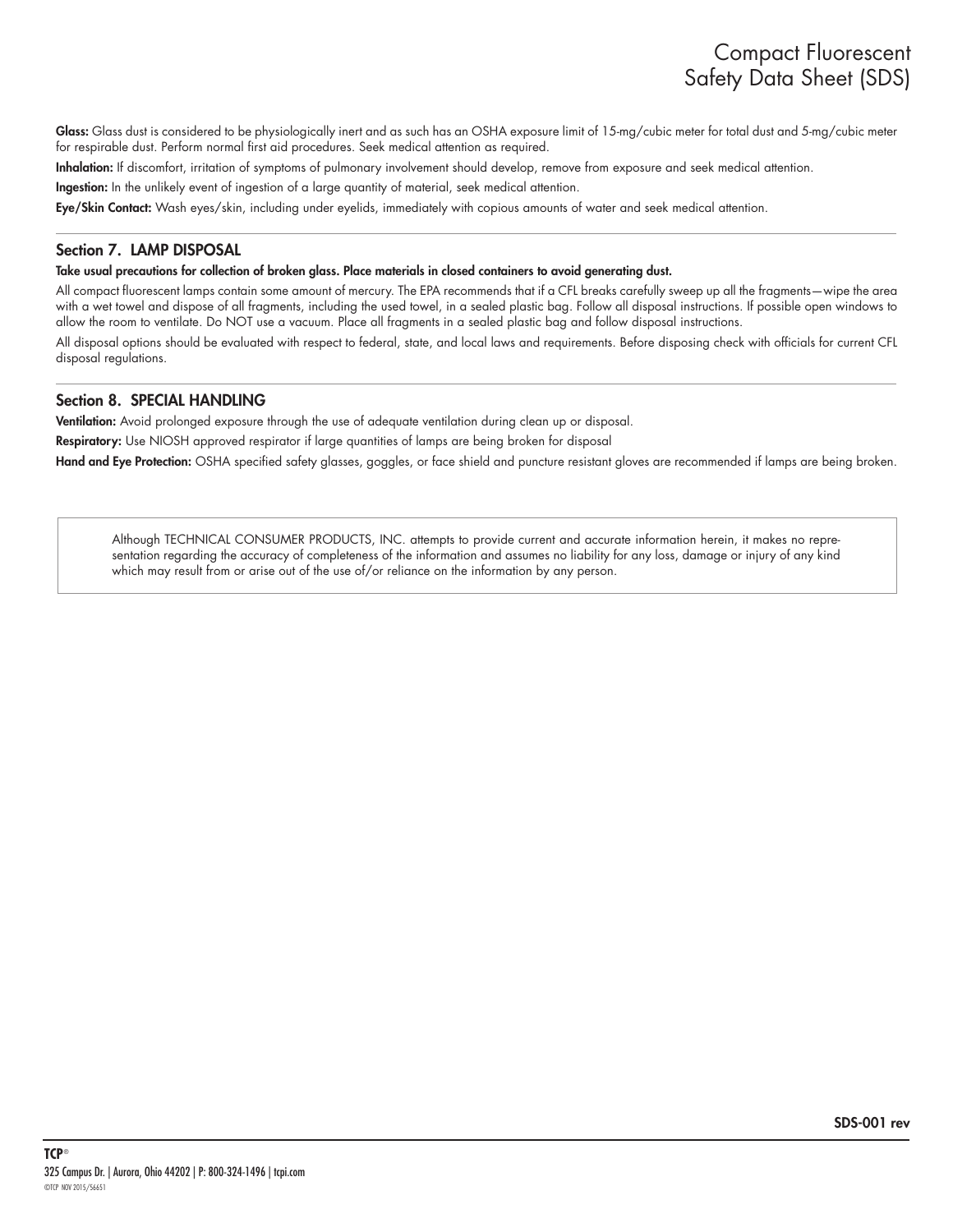**Glass:** Glass dust is considered to be physiologically inert and as such has an OSHA exposure limit of 15-mg/cubic meter for total dust and 5-mg/cubic meter for respirable dust. Perform normal first aid procedures. Seek medical attention as required.

**Inhalation:** If discomfort, irritation of symptoms of pulmonary involvement should develop, remove from exposure and seek medical attention.

**Ingestion:** In the unlikely event of ingestion of a large quantity of material, seek medical attention.

**Eye/Skin Contact:** Wash eyes/skin, including under eyelids, immediately with copious amounts of water and seek medical attention.

## Section 7. LAMP DISPOSAL

**Take usual precautions for collection of broken glass. Place materials in closed containers to avoid generating dust.**

All compact fluorescent lamps contain some amount of mercury. The EPA recommends that if a CFL breaks carefully sweep up all the fragments—wipe the area with a wet towel and dispose of all fragments, including the used towel, in a sealed plastic bag. Follow all disposal instructions. If possible open windows to allow the room to ventilate. Do NOT use a vacuum. Place all fragments in a sealed plastic bag and follow disposal instructions.

All disposal options should be evaluated with respect to federal, state, and local laws and requirements. Before disposing check with officials for current CFL disposal regulations.

## Section 8. SPECIAL HANDLING

**Ventilation:** Avoid prolonged exposure through the use of adequate ventilation during clean up or disposal.

**Respiratory:** Use NIOSH approved respirator if large quantities of lamps are being broken for disposal

**Hand and Eye Protection:** OSHA specified safety glasses, goggles, or face shield and puncture resistant gloves are recommended if lamps are being broken.

Although TECHNICAL CONSUMER PRODUCTS, INC. attempts to provide current and accurate information herein, it makes no representation regarding the accuracy of completeness of the information and assumes no liability for any loss, damage or injury of any kind which may result from or arise out of the use of/or reliance on the information by any person.

SDS-001 rev

**TCP**®
325 Campus Dr. | Aurora, Ohio 44202 | P: 800-324-1496 | tcpi.com
©TCP NOV 2015/56651